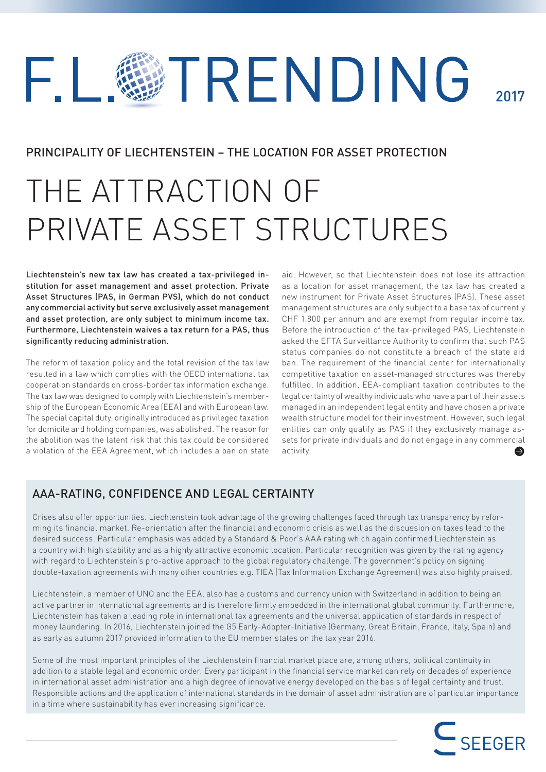# F.L. TRENDING 2017

## PRINCIPALITY OF LIECHTENSTEIN – THE LOCATION FOR ASSET PROTECTION

# THE ATTRACTION OF PRIVATE ASSET STRUCTURES

**Liechtenstein's new tax law has created a tax-privileged institution for asset management and asset protection. Private Asset Structures (PAS, in German PVS), which do not conduct any commercial activity but serve exclusively asset management and asset protection, are only subject to minimum income tax. Furthermore, Liechtenstein waives a tax return for a PAS, thus significantly reducing administration.**

The reform of taxation policy and the total revision of the tax law resulted in a law which complies with the OECD international tax cooperation standards on cross-border tax information exchange. The tax law was designed to comply with Liechtenstein's membership of the European Economic Area (EEA) and with European law. The special capital duty, originally introduced as privileged taxation for domicile and holding companies, was abolished. The reason for the abolition was the latent risk that this tax could be considered a violation of the EEA Agreement, which includes a ban on state aid. However, so that Liechtenstein does not lose its attraction as a location for asset management, the tax law has created a new instrument for Private Asset Structures (PAS). These asset management structures are only subject to a base tax of currently CHF 1,800 per annum and are exempt from regular income tax. Before the introduction of the tax-privileged PAS, Liechtenstein asked the EFTA Surveillance Authority to confirm that such PAS status companies do not constitute a breach of the state aid ban. The requirement of the financial center for internationally competitive taxation on asset-managed structures was thereby fulfilled. In addition, EEA-compliant taxation contributes to the legal certainty of wealthy individuals who have a part of their assets managed in an independent legal entity and have chosen a private wealth structure model for their investment. However, such legal entities can only qualify as PAS if they exclusively manage assets for private individuals and do not engage in any commercial activity.

## AAA-RATING, CONFIDENCE AND LEGAL CERTAINTY

Crises also offer opportunities. Liechtenstein took advantage of the growing challenges faced through tax transparency by reforming its financial market. Re-orientation after the financial and economic crisis as well as the discussion on taxes lead to the desired success. Particular emphasis was added by a Standard & Poor's AAA rating which again confirmed Liechtenstein as a country with high stability and as a highly attractive economic location. Particular recognition was given by the rating agency with regard to Liechtenstein's pro-active approach to the global regulatory challenge. The government's policy on signing double-taxation agreements with many other countries e.g. TIEA (Tax Information Exchange Agreement) was also highly praised.

Liechtenstein, a member of UNO and the EEA, also has a customs and currency union with Switzerland in addition to being an active partner in international agreements and is therefore firmly embedded in the international global community. Furthermore, Liechtenstein has taken a leading role in international tax agreements and the universal application of standards in respect of money laundering. In 2016, Liechtenstein joined the G5 Early-Adopter-Initiative (Germany, Great Britain, France, Italy, Spain) and as early as autumn 2017 provided information to the EU member states on the tax year 2016.

Some of the most important principles of the Liechtenstein financial market place are, among others, political continuity in addition to a stable legal and economic order. Every participant in the financial service market can rely on decades of experience in international asset administration and a high degree of innovative energy developed on the basis of legal certainty and trust. Responsible actions and the application of international standards in the domain of asset administration are of particular importance in a time where sustainability has ever increasing significance.

SEEGER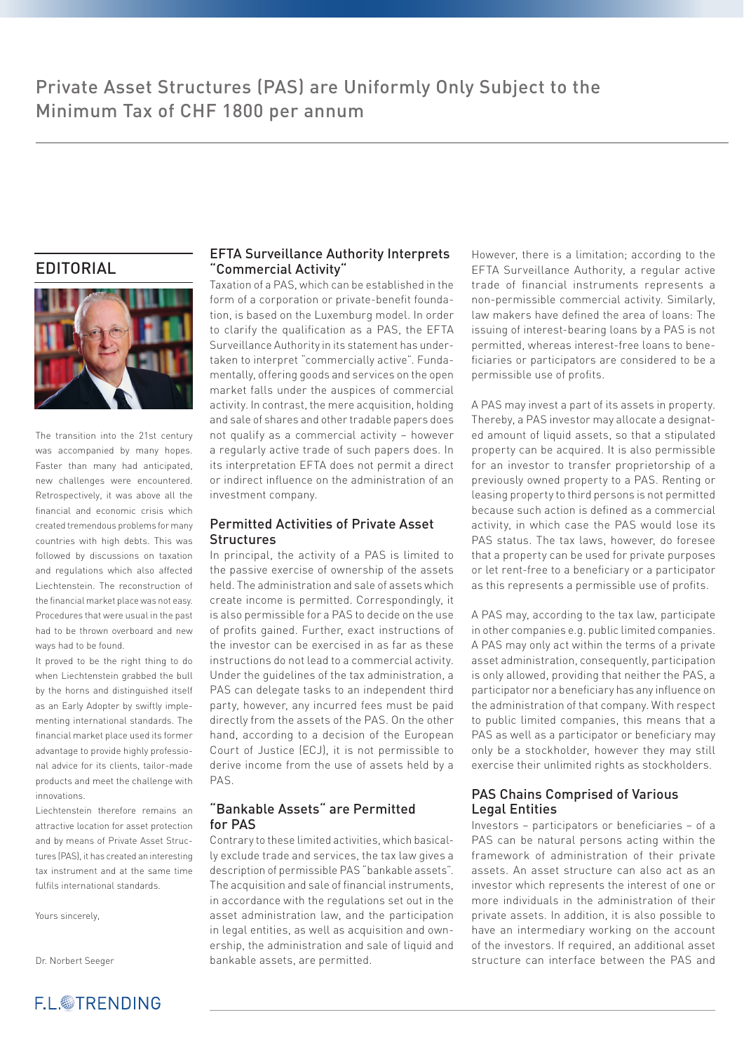# Private Asset Structures (PAS) are Uniformly Only Subject to the Minimum Tax of CHF 1800 per annum

## EDITORIAL

The transition into the 21st century was accompanied by many hopes. Faster than many had anticipated, new challenges were encountered. Retrospectively, it was above all the financial and economic crisis which created tremendous problems for many countries with high debts. This was followed by discussions on taxation and regulations which also affected Liechtenstein. The reconstruction of the financial market place was not easy. Procedures that were usual in the past had to be thrown overboard and new ways had to be found.

It proved to be the right thing to do when Liechtenstein grabbed the bull by the horns and distinguished itself as an Early Adopter by swiftly implementing international standards. The financial market place used its former advantage to provide highly professional advice for its clients, tailor-made products and meet the challenge with innovations.

Liechtenstein therefore remains an attractive location for asset protection and by means of Private Asset Structures (PAS), it has created an interesting tax instrument and at the same time fulfils international standards.

Yours sincerely,

Dr. Norbert Seeger

### EFTA Surveillance Authority Interprets "Commercial Activity"

Taxation of a PAS, which can be established in the form of a corporation or private-benefit foundation, is based on the Luxemburg model. In order to clarify the qualification as a PAS, the EFTA Surveillance Authority in its statement has undertaken to interpret "commercially active". Fundamentally, offering goods and services on the open market falls under the auspices of commercial activity. In contrast, the mere acquisition, holding and sale of shares and other tradable papers does not qualify as a commercial activity – however a regularly active trade of such papers does. In its interpretation EFTA does not permit a direct or indirect influence on the administration of an investment company.

### Permitted Activities of Private Asset Structures

In principal, the activity of a PAS is limited to the passive exercise of ownership of the assets held. The administration and sale of assets which create income is permitted. Correspondingly, it is also permissible for a PAS to decide on the use of profits gained. Further, exact instructions of the investor can be exercised in as far as these instructions do not lead to a commercial activity. Under the guidelines of the tax administration, a PAS can delegate tasks to an independent third party, however, any incurred fees must be paid directly from the assets of the PAS. On the other hand, according to a decision of the European Court of Justice (ECJ), it is not permissible to derive income from the use of assets held by a PAS.

### "Bankable Assets" are Permitted for PAS

Contrary to these limited activities, which basically exclude trade and services, the tax law gives a description of permissible PAS "bankable assets". The acquisition and sale of financial instruments, in accordance with the regulations set out in the asset administration law, and the participation in legal entities, as well as acquisition and ownership, the administration and sale of liquid and bankable assets, are permitted.

However, there is a limitation; according to the EFTA Surveillance Authority, a regular active trade of financial instruments represents a non-permissible commercial activity. Similarly, law makers have defined the area of loans: The issuing of interest-bearing loans by a PAS is not permitted, whereas interest-free loans to beneficiaries or participators are considered to be a permissible use of profits.

A PAS may invest a part of its assets in property. Thereby, a PAS investor may allocate a designated amount of liquid assets, so that a stipulated property can be acquired. It is also permissible for an investor to transfer proprietorship of a previously owned property to a PAS. Renting or leasing property to third persons is not permitted because such action is defined as a commercial activity, in which case the PAS would lose its PAS status. The tax laws, however, do foresee that a property can be used for private purposes or let rent-free to a beneficiary or a participator as this represents a permissible use of profits.

A PAS may, according to the tax law, participate in other companies e.g. public limited companies. A PAS may only act within the terms of a private asset administration, consequently, participation is only allowed, providing that neither the PAS, a participator nor a beneficiary has any influence on the administration of that company. With respect to public limited companies, this means that a PAS as well as a participator or beneficiary may only be a stockholder, however they may still exercise their unlimited rights as stockholders.

### PAS Chains Comprised of Various Legal Entities

Investors – participators or beneficiaries – of a PAS can be natural persons acting within the framework of administration of their private assets. An asset structure can also act as an investor which represents the interest of one or more individuals in the administration of their private assets. In addition, it is also possible to have an intermediary working on the account of the investors. If required, an additional asset structure can interface between the PAS and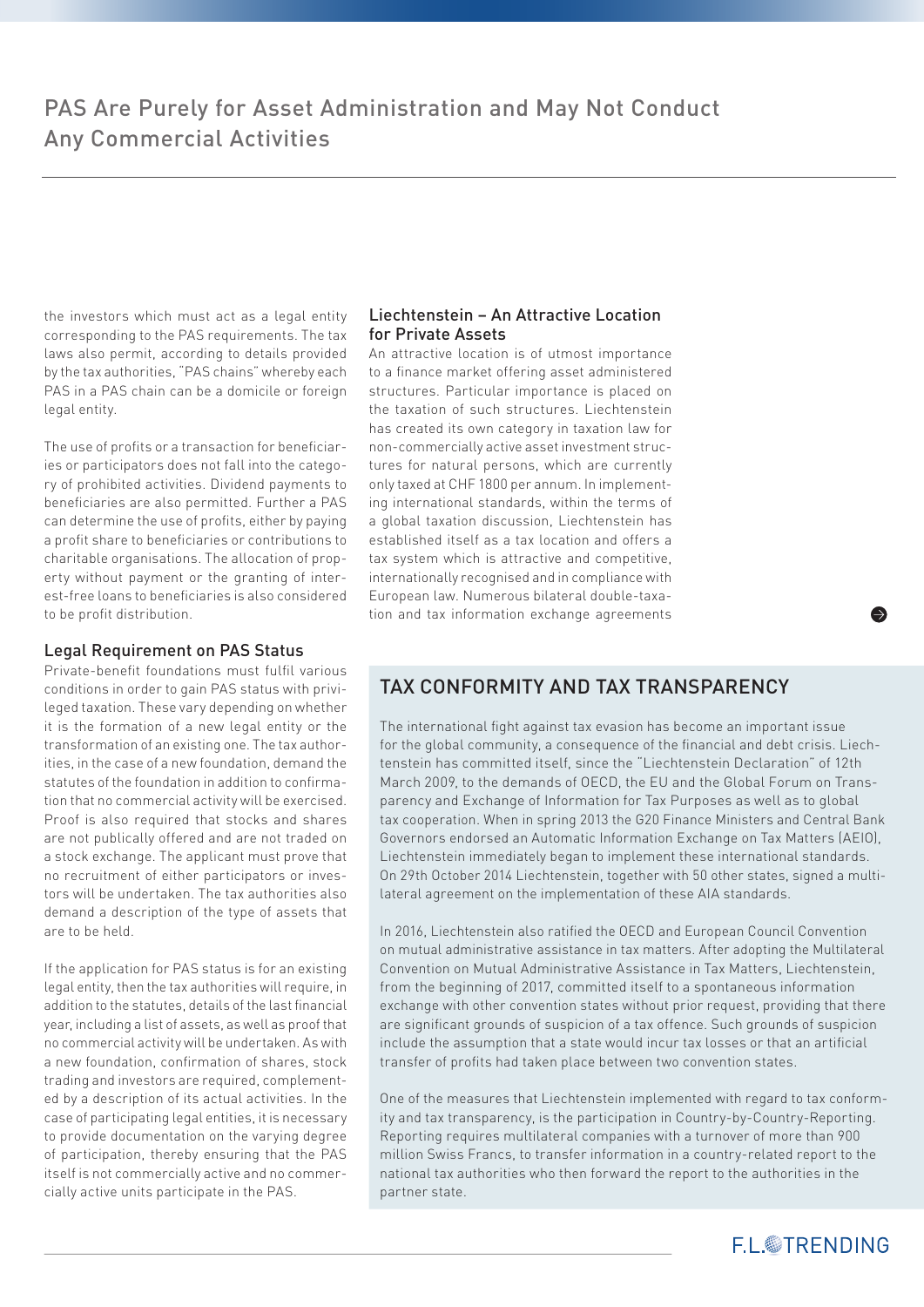# PAS Are Purely for Asset Administration and May Not Conduct Any Commercial Activities

the investors which must act as a legal entity corresponding to the PAS requirements. The tax laws also permit, according to details provided by the tax authorities, "PAS chains" whereby each PAS in a PAS chain can be a domicile or foreign legal entity.

The use of profits or a transaction for beneficiaries or participators does not fall into the category of prohibited activities. Dividend payments to beneficiaries are also permitted. Further a PAS can determine the use of profits, either by paying a profit share to beneficiaries or contributions to charitable organisations. The allocation of property without payment or the granting of interest-free loans to beneficiaries is also considered to be profit distribution.

## Legal Requirement on PAS Status

Private-benefit foundations must fulfil various conditions in order to gain PAS status with privileged taxation. These vary depending on whether it is the formation of a new legal entity or the transformation of an existing one. The tax authorities, in the case of a new foundation, demand the statutes of the foundation in addition to confirmation that no commercial activity will be exercised. Proof is also required that stocks and shares are not publically offered and are not traded on a stock exchange. The applicant must prove that no recruitment of either participators or investors will be undertaken. The tax authorities also demand a description of the type of assets that are to be held.

If the application for PAS status is for an existing legal entity, then the tax authorities will require, in addition to the statutes, details of the last financial year, including a list of assets, as well as proof that no commercial activity will be undertaken. As with a new foundation, confirmation of shares, stock trading and investors are required, complemented by a description of its actual activities. In the case of participating legal entities, it is necessary to provide documentation on the varying degree of participation, thereby ensuring that the PAS itself is not commercially active and no commercially active units participate in the PAS.

## Liechtenstein – An Attractive Location for Private Assets

An attractive location is of utmost importance to a finance market offering asset administered structures. Particular importance is placed on the taxation of such structures. Liechtenstein has created its own category in taxation law for non-commercially active asset investment structures for natural persons, which are currently only taxed at CHF 1800 per annum. In implementing international standards, within the terms of a global taxation discussion, Liechtenstein has established itself as a tax location and offers a tax system which is attractive and competitive, internationally recognised and in compliance with European law. Numerous bilateral double-taxation and tax information exchange agreements

## TAX CONFORMITY AND TAX TRANSPARENCY

The international fight against tax evasion has become an important issue for the global community, a consequence of the financial and debt crisis. Liechtenstein has committed itself, since the "Liechtenstein Declaration" of 12th March 2009, to the demands of OECD, the EU and the Global Forum on Transparency and Exchange of Information for Tax Purposes as well as to global tax cooperation. When in spring 2013 the G20 Finance Ministers and Central Bank Governors endorsed an Automatic Information Exchange on Tax Matters (AEIO), Liechtenstein immediately began to implement these international standards. On 29th October 2014 Liechtenstein, together with 50 other states, signed a multilateral agreement on the implementation of these AIA standards.

In 2016, Liechtenstein also ratified the OECD and European Council Convention on mutual administrative assistance in tax matters. After adopting the Multilateral Convention on Mutual Administrative Assistance in Tax Matters, Liechtenstein, from the beginning of 2017, committed itself to a spontaneous information exchange with other convention states without prior request, providing that there are significant grounds of suspicion of a tax offence. Such grounds of suspicion include the assumption that a state would incur tax losses or that an artificial transfer of profits had taken place between two convention states.

One of the measures that Liechtenstein implemented with regard to tax conformity and tax transparency, is the participation in Country-by-Country-Reporting. Reporting requires multilateral companies with a turnover of more than 900 million Swiss Francs, to transfer information in a country-related report to the national tax authorities who then forward the report to the authorities in the partner state.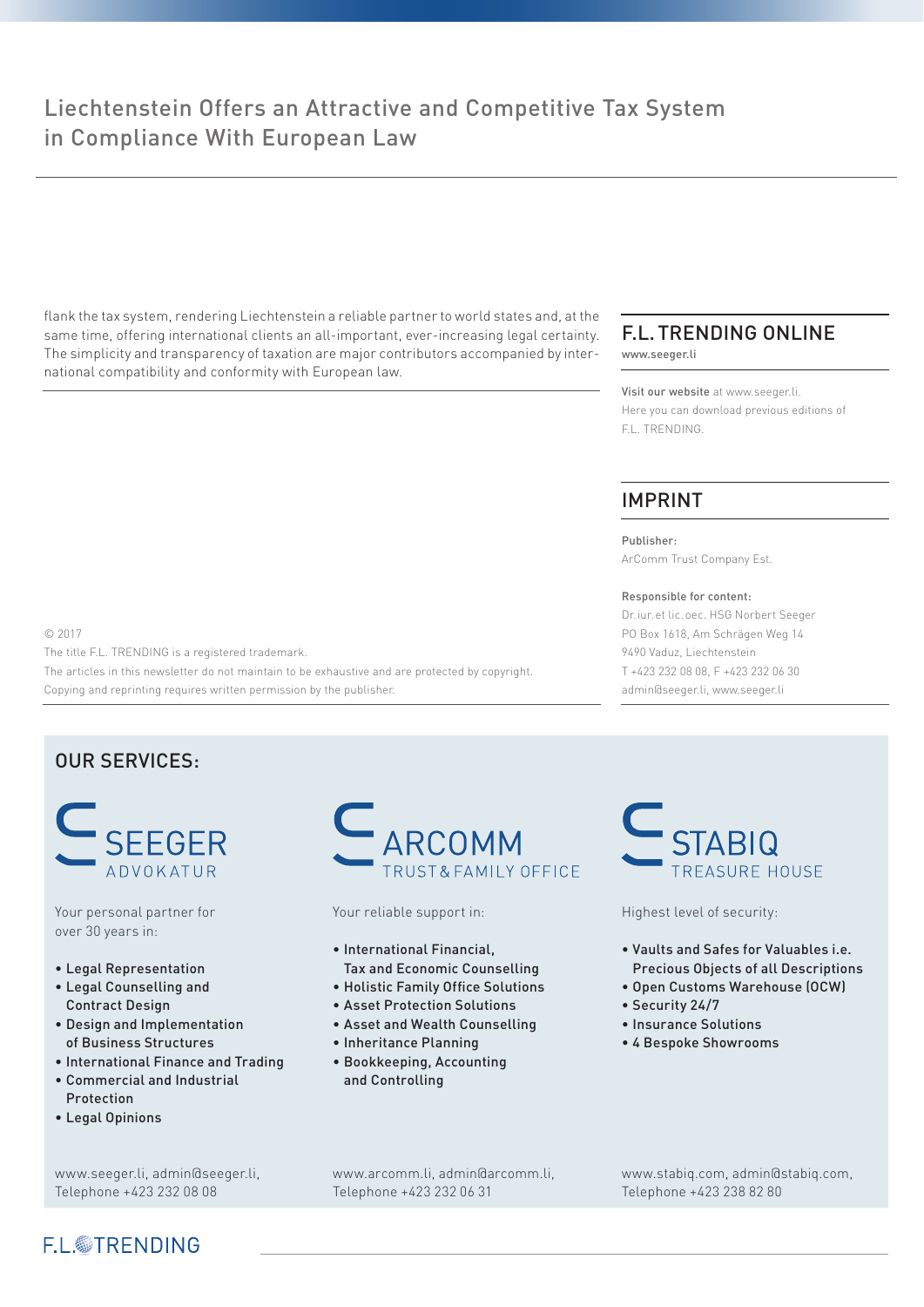## Liechtenstein Offers an Attractive and Competitive Tax System in Compliance With European Law

flank the tax system, rendering Liechtenstein a reliable partner to world states and, at the same time, offering international clients an all-important, ever-increasing legal certainty. The simplicity and transparency of taxation are major contributors accompanied by international compatibility and conformity with European law.

## F.L. TRENDING ONLINE

www.seeger.li

**Visit our website** at www.seeger.li.
Here you can download previous editions of F.L. TRENDING.

## IMPRINT

**Publisher:**
ArComm Trust Company Est.

**Responsible for content:**
Dr. iur. et lic. oec. HSG Norbert Seeger
PO Box 1618, Am Schrägen Weg 14
9490 Vaduz, Liechtenstein
T +423 232 08 08, F +423 232 06 30
admin@seeger.li, www.seeger.li

© 2017
The title F.L. TRENDING is a registered trademark.
The articles in this newsletter do not maintain to be exhaustive and are protected by copyright.
Copying and reprinting requires written permission by the publisher.

## OUR SERVICES:

### SEEGER ADVOKATUR

Your personal partner for over 30 years in:

- Legal Representation
- Legal Counselling and Contract Design
- Design and Implementation of Business Structures
- International Finance and Trading
- Commercial and Industrial Protection
- Legal Opinions

www.seeger.li, admin@seeger.li,
Telephone +423 232 08 08

### ARCOMM TRUST & FAMILY OFFICE

Your reliable support in:

- International Financial, Tax and Economic Counselling
- Holistic Family Office Solutions
- Asset Protection Solutions
- Asset and Wealth Counselling
- Inheritance Planning
- Bookkeeping, Accounting and Controlling

www.arcomm.li, admin@arcomm.li,
Telephone +423 232 06 31

### STABIQ TREASURE HOUSE

Highest level of security:

- Vaults and Safes for Valuables i.e. Precious Objects of all Descriptions
- Open Customs Warehouse (OCW)
- Security 24/7
- Insurance Solutions
- 4 Bespoke Showrooms

www.stabiq.com, admin@stabiq.com,
Telephone +423 238 82 80